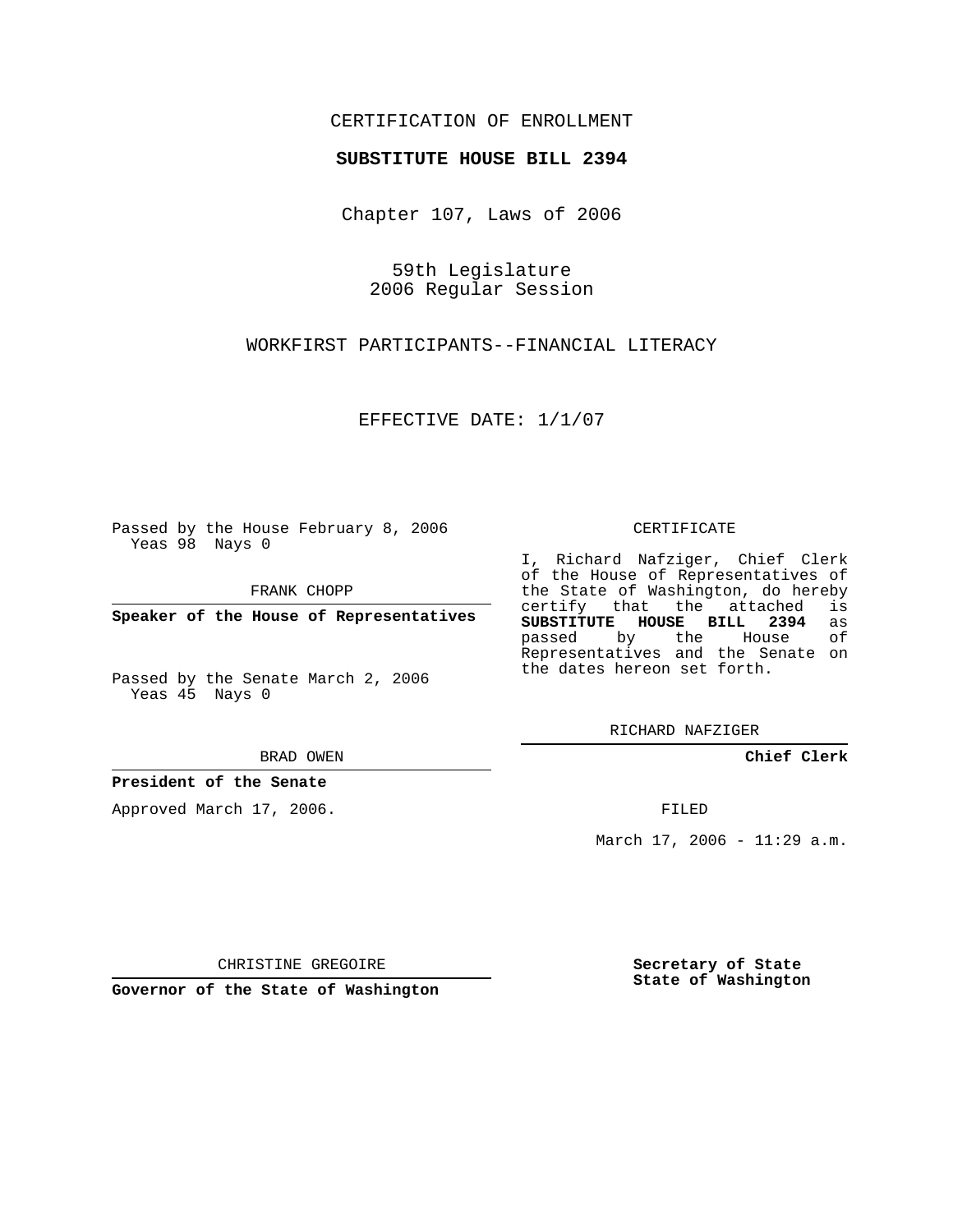CERTIFICATION OF ENROLLMENT

**SUBSTITUTE HOUSE BILL 2394**

Chapter 107, Laws of 2006

59th Legislature
2006 Regular Session

WORKFIRST PARTICIPANTS--FINANCIAL LITERACY

EFFECTIVE DATE: 1/1/07

Passed by the House February 8, 2006
Yeas 98 Nays 0

FRANK CHOPP

**Speaker of the House of Representatives**

Passed by the Senate March 2, 2006
Yeas 45 Nays 0

BRAD OWEN

**President of the Senate**

Approved March 17, 2006.

CHRISTINE GREGOIRE

**Governor of the State of Washington**

CERTIFICATE

I, Richard Nafziger, Chief Clerk of the House of Representatives of the State of Washington, do hereby certify that the attached is **SUBSTITUTE HOUSE BILL 2394** as passed by the House of Representatives and the Senate on the dates hereon set forth.

RICHARD NAFZIGER

**Chief Clerk**

FILED

March 17, 2006 - 11:29 a.m.

**Secretary of State**
**State of Washington**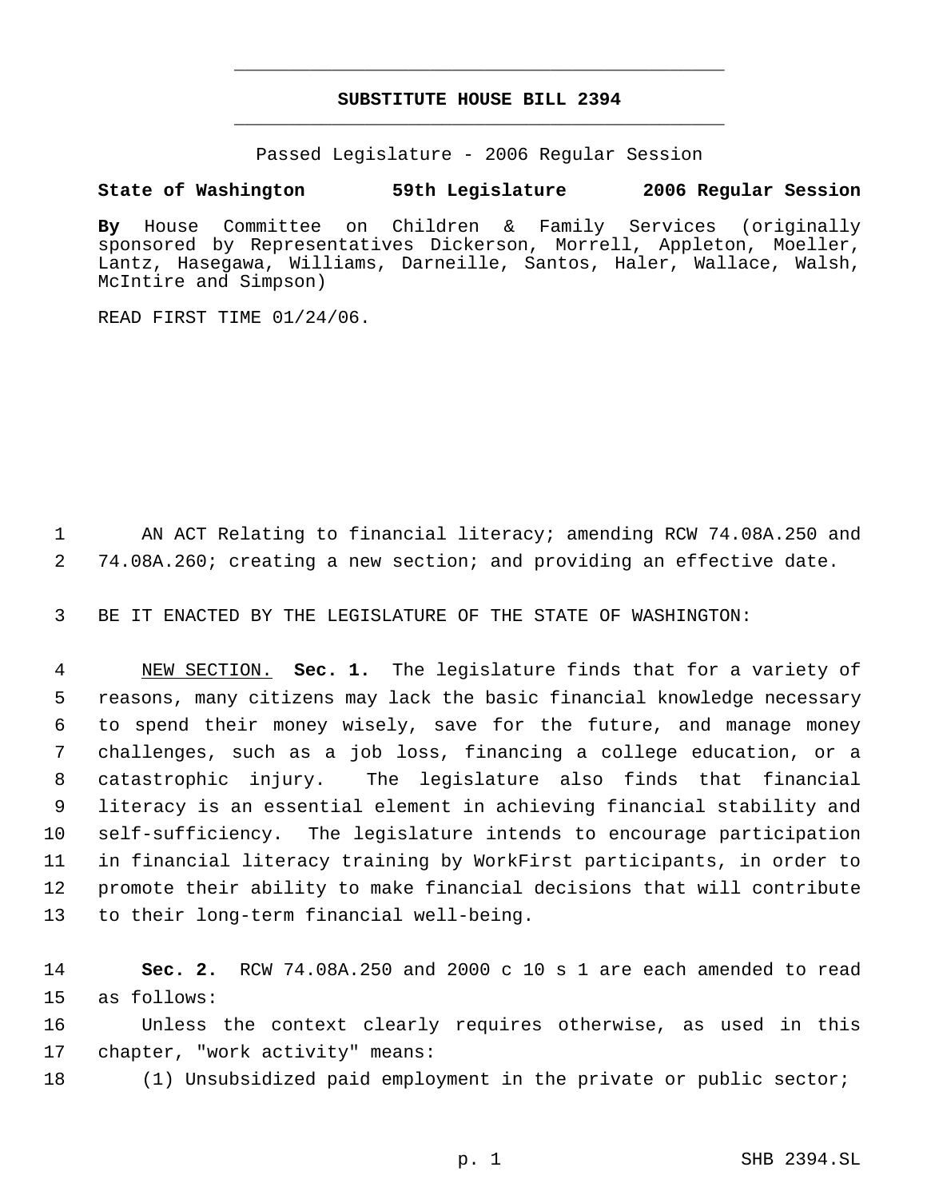# SUBSTITUTE HOUSE BILL 2394

Passed Legislature - 2006 Regular Session

**State of Washington 59th Legislature 2006 Regular Session**

**By** House Committee on Children & Family Services (originally sponsored by Representatives Dickerson, Morrell, Appleton, Moeller, Lantz, Hasegawa, Williams, Darneille, Santos, Haler, Wallace, Walsh, McIntire and Simpson)

READ FIRST TIME 01/24/06.

AN ACT Relating to financial literacy; amending RCW 74.08A.250 and 74.08A.260; creating a new section; and providing an effective date.

BE IT ENACTED BY THE LEGISLATURE OF THE STATE OF WASHINGTON:

NEW SECTION. **Sec. 1.** The legislature finds that for a variety of reasons, many citizens may lack the basic financial knowledge necessary to spend their money wisely, save for the future, and manage money challenges, such as a job loss, financing a college education, or a catastrophic injury. The legislature also finds that financial literacy is an essential element in achieving financial stability and self-sufficiency. The legislature intends to encourage participation in financial literacy training by WorkFirst participants, in order to promote their ability to make financial decisions that will contribute to their long-term financial well-being.

**Sec. 2.** RCW 74.08A.250 and 2000 c 10 s 1 are each amended to read as follows:

Unless the context clearly requires otherwise, as used in this chapter, "work activity" means:

(1) Unsubsidized paid employment in the private or public sector;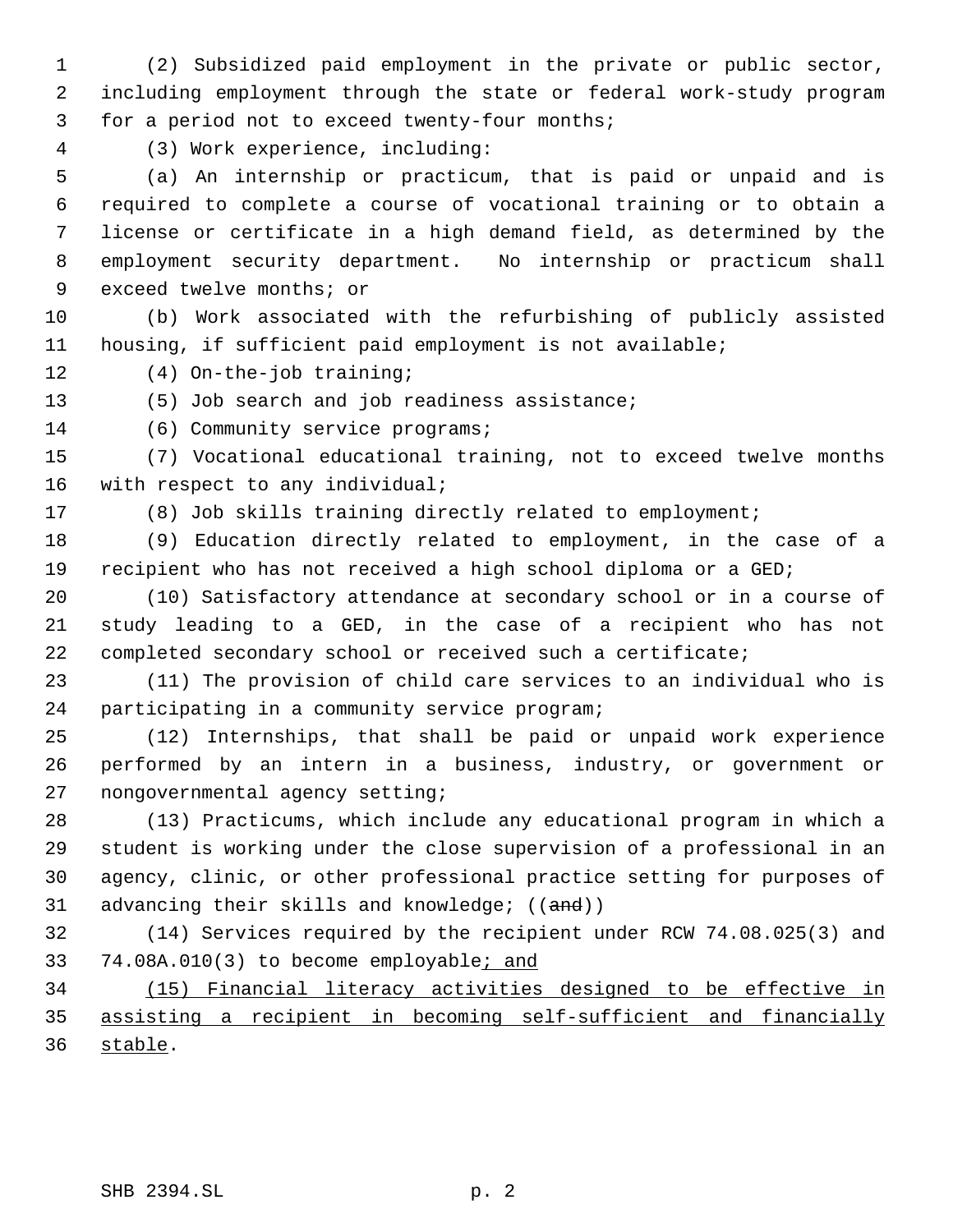(2) Subsidized paid employment in the private or public sector, including employment through the state or federal work-study program for a period not to exceed twenty-four months;

(3) Work experience, including:

(a) An internship or practicum, that is paid or unpaid and is required to complete a course of vocational training or to obtain a license or certificate in a high demand field, as determined by the employment security department. No internship or practicum shall exceed twelve months; or

(b) Work associated with the refurbishing of publicly assisted housing, if sufficient paid employment is not available;

(4) On-the-job training;

(5) Job search and job readiness assistance;

(6) Community service programs;

(7) Vocational educational training, not to exceed twelve months with respect to any individual;

(8) Job skills training directly related to employment;

(9) Education directly related to employment, in the case of a recipient who has not received a high school diploma or a GED;

(10) Satisfactory attendance at secondary school or in a course of study leading to a GED, in the case of a recipient who has not completed secondary school or received such a certificate;

(11) The provision of child care services to an individual who is participating in a community service program;

(12) Internships, that shall be paid or unpaid work experience performed by an intern in a business, industry, or government or nongovernmental agency setting;

(13) Practicums, which include any educational program in which a student is working under the close supervision of a professional in an agency, clinic, or other professional practice setting for purposes of advancing their skills and knowledge; ((~~and~~))

(14) Services required by the recipient under RCW 74.08.025(3) and 74.08A.010(3) to become employable<u>; and</u>

<u>(15) Financial literacy activities designed to be effective in assisting a recipient in becoming self-sufficient and financially stable</u>.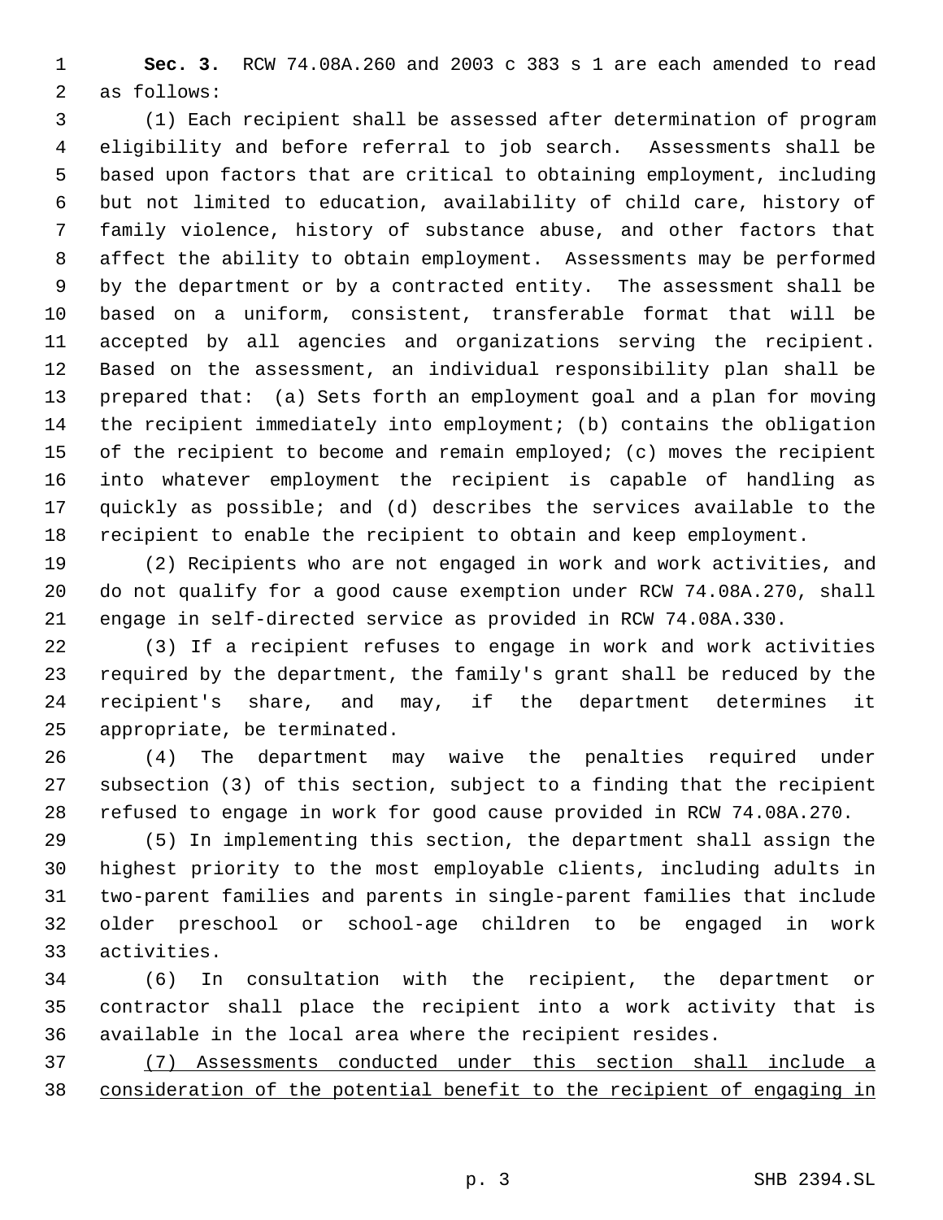**Sec. 3.** RCW 74.08A.260 and 2003 c 383 s 1 are each amended to read as follows:

(1) Each recipient shall be assessed after determination of program eligibility and before referral to job search. Assessments shall be based upon factors that are critical to obtaining employment, including but not limited to education, availability of child care, history of family violence, history of substance abuse, and other factors that affect the ability to obtain employment. Assessments may be performed by the department or by a contracted entity. The assessment shall be based on a uniform, consistent, transferable format that will be accepted by all agencies and organizations serving the recipient. Based on the assessment, an individual responsibility plan shall be prepared that: (a) Sets forth an employment goal and a plan for moving the recipient immediately into employment; (b) contains the obligation of the recipient to become and remain employed; (c) moves the recipient into whatever employment the recipient is capable of handling as quickly as possible; and (d) describes the services available to the recipient to enable the recipient to obtain and keep employment.

(2) Recipients who are not engaged in work and work activities, and do not qualify for a good cause exemption under RCW 74.08A.270, shall engage in self-directed service as provided in RCW 74.08A.330.

(3) If a recipient refuses to engage in work and work activities required by the department, the family's grant shall be reduced by the recipient's share, and may, if the department determines it appropriate, be terminated.

(4) The department may waive the penalties required under subsection (3) of this section, subject to a finding that the recipient refused to engage in work for good cause provided in RCW 74.08A.270.

(5) In implementing this section, the department shall assign the highest priority to the most employable clients, including adults in two-parent families and parents in single-parent families that include older preschool or school-age children to be engaged in work activities.

(6) In consultation with the recipient, the department or contractor shall place the recipient into a work activity that is available in the local area where the recipient resides.

<u>(7) Assessments conducted under this section shall include a consideration of the potential benefit to the recipient of engaging in</u>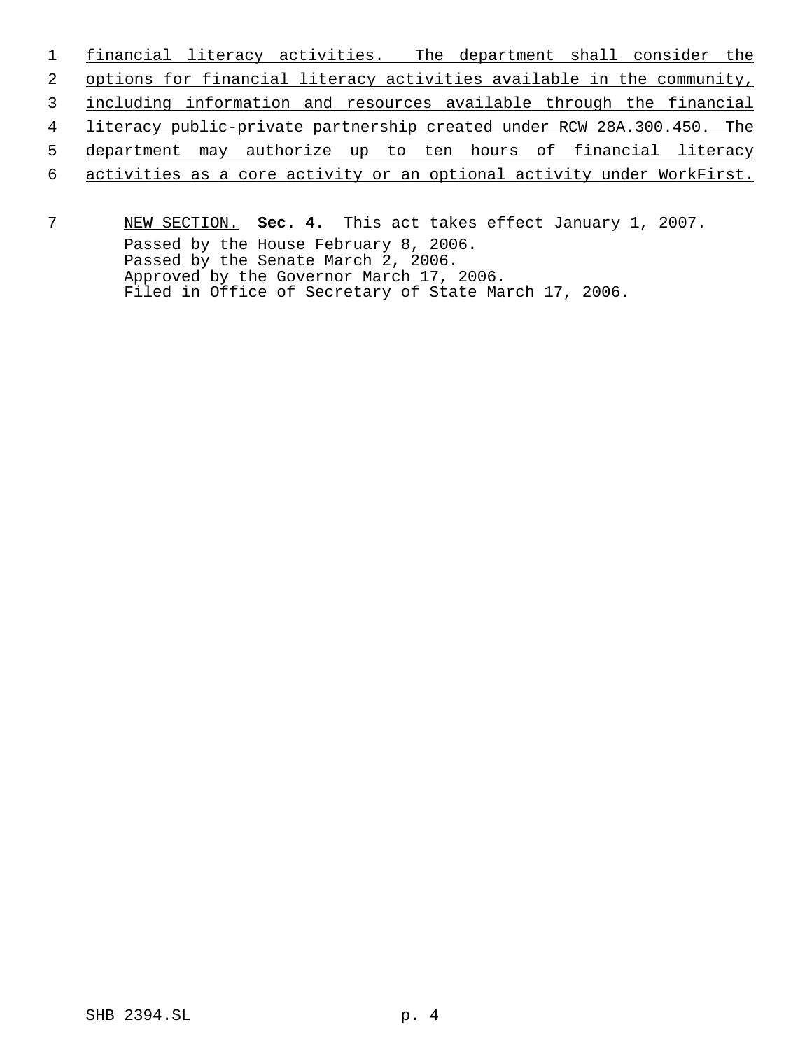financial literacy activities. The department shall consider the options for financial literacy activities available in the community, including information and resources available through the financial literacy public-private partnership created under RCW 28A.300.450. The department may authorize up to ten hours of financial literacy activities as a core activity or an optional activity under WorkFirst.

NEW SECTION. **Sec. 4.** This act takes effect January 1, 2007.

Passed by the House February 8, 2006.
Passed by the Senate March 2, 2006.
Approved by the Governor March 17, 2006.
Filed in Office of Secretary of State March 17, 2006.